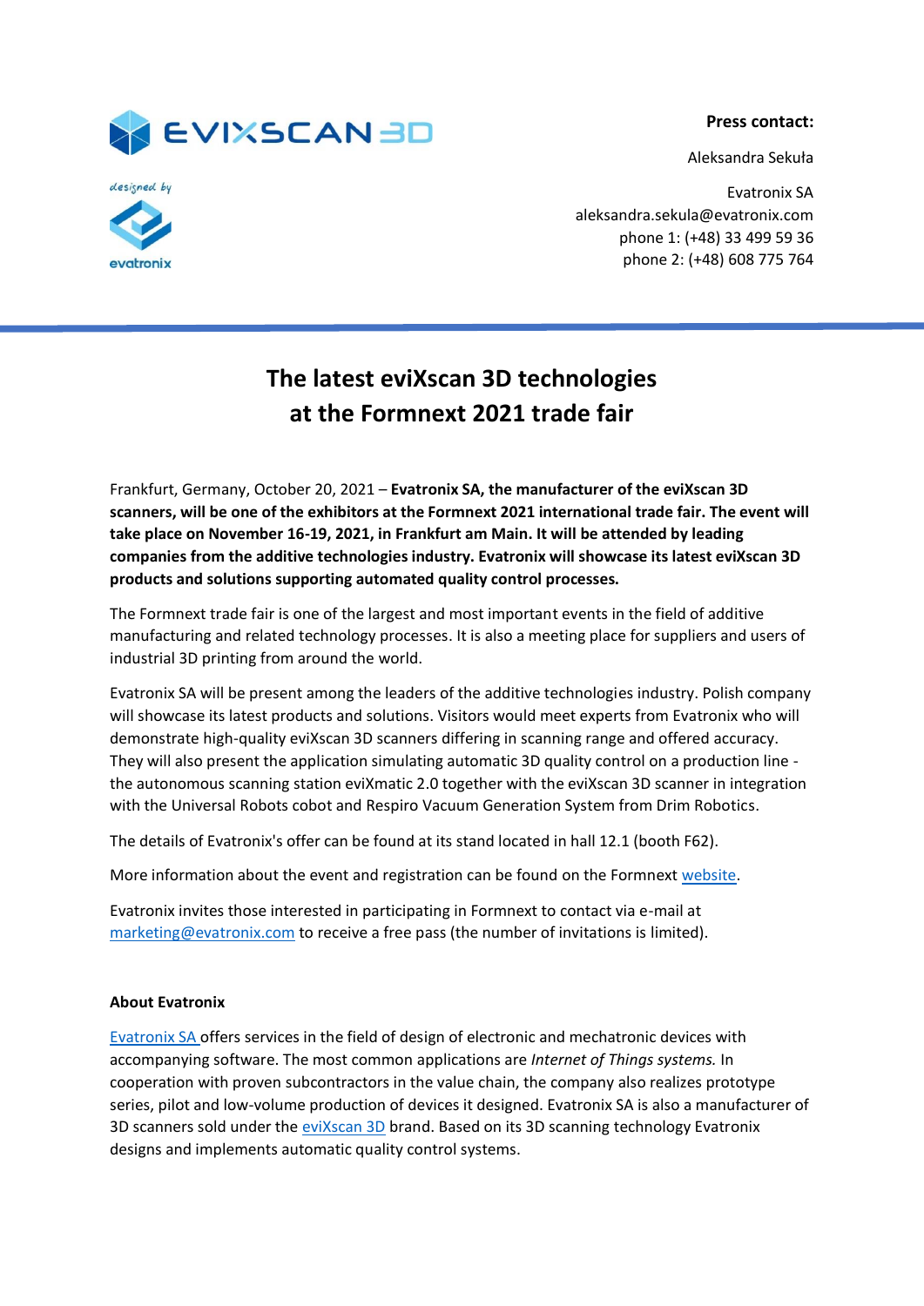**Press contact:**

Aleksandra Sekuła

Evatronix SA
aleksandra.sekula@evatronix.com
phone 1: (+48) 33 499 59 36
phone 2: (+48) 608 775 764

# The latest eviXscan 3D technologies at the Formnext 2021 trade fair

Frankfurt, Germany, October 20, 2021 – **Evatronix SA, the manufacturer of the eviXscan 3D scanners, will be one of the exhibitors at the Formnext 2021 international trade fair. The event will take place on November 16-19, 2021, in Frankfurt am Main. It will be attended by leading companies from the additive technologies industry. Evatronix will showcase its latest eviXscan 3D products and solutions supporting automated quality control processes.**

The Formnext trade fair is one of the largest and most important events in the field of additive manufacturing and related technology processes. It is also a meeting place for suppliers and users of industrial 3D printing from around the world.

Evatronix SA will be present among the leaders of the additive technologies industry. Polish company will showcase its latest products and solutions. Visitors would meet experts from Evatronix who will demonstrate high-quality eviXscan 3D scanners differing in scanning range and offered accuracy. They will also present the application simulating automatic 3D quality control on a production line - the autonomous scanning station eviXmatic 2.0 together with the eviXscan 3D scanner in integration with the Universal Robots cobot and Respiro Vacuum Generation System from Drim Robotics.

The details of Evatronix's offer can be found at its stand located in hall 12.1 (booth F62).

More information about the event and registration can be found on the Formnext website.

Evatronix invites those interested in participating in Formnext to contact via e-mail at marketing@evatronix.com to receive a free pass (the number of invitations is limited).

**About Evatronix**

Evatronix SA offers services in the field of design of electronic and mechatronic devices with accompanying software. The most common applications are *Internet of Things systems.* In cooperation with proven subcontractors in the value chain, the company also realizes prototype series, pilot and low-volume production of devices it designed. Evatronix SA is also a manufacturer of 3D scanners sold under the eviXscan 3D brand. Based on its 3D scanning technology Evatronix designs and implements automatic quality control systems.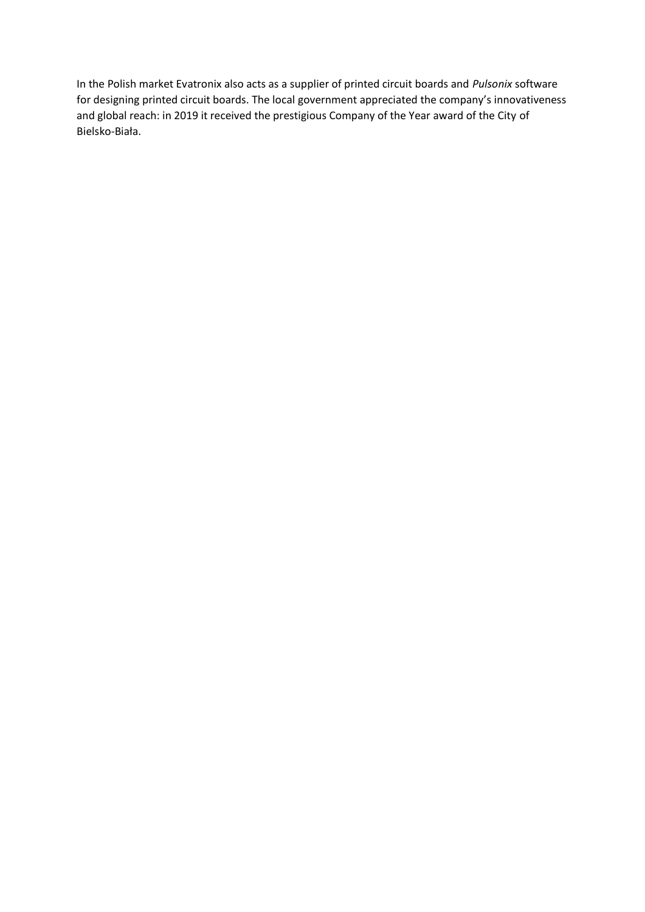In the Polish market Evatronix also acts as a supplier of printed circuit boards and *Pulsonix* software for designing printed circuit boards. The local government appreciated the company's innovativeness and global reach: in 2019 it received the prestigious Company of the Year award of the City of Bielsko-Biała.